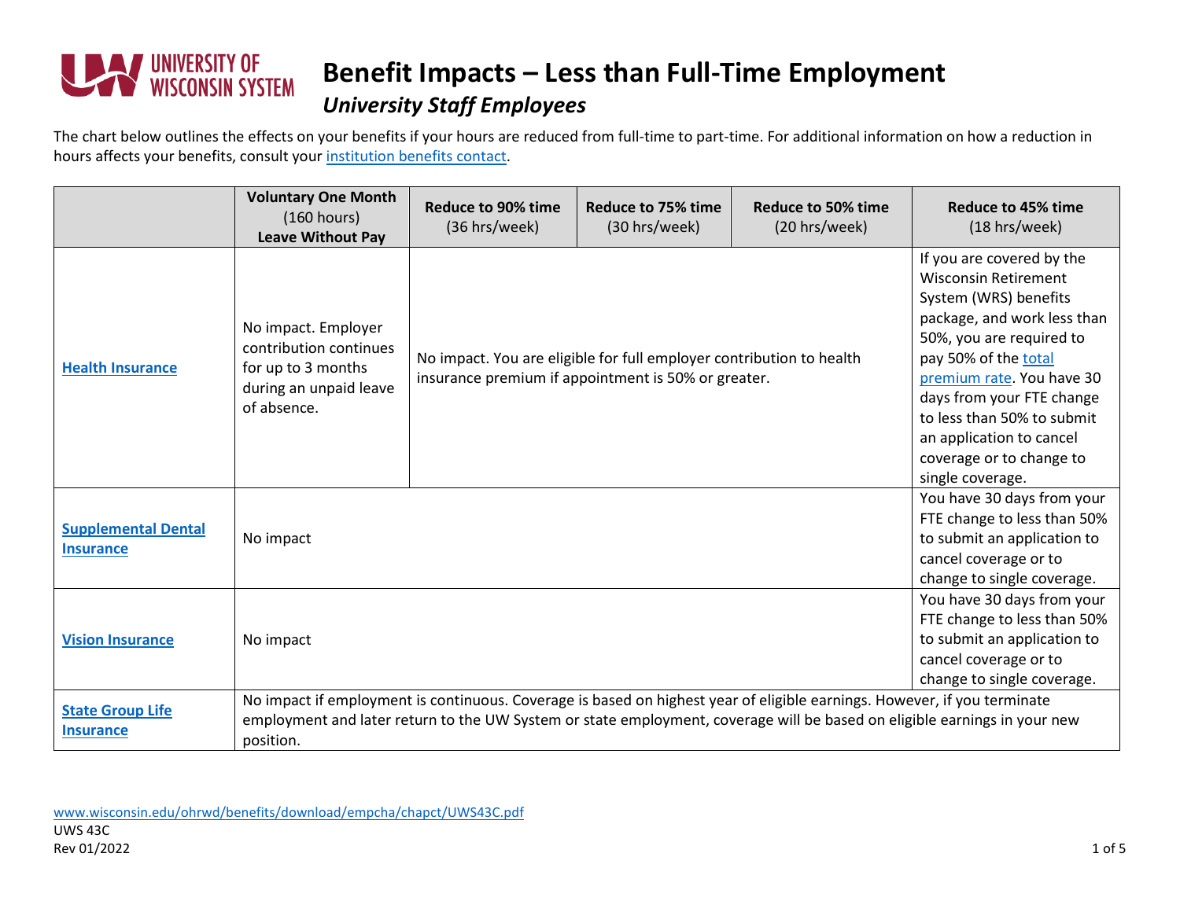# Benefit Impacts – Less than Full-Time Employment

## *University Staff Employees*

The chart below outlines the effects on your benefits if your hours are reduced from full-time to part-time. For additional information on how a reduction in hours affects your benefits, consult your institution benefits contact.

| | **Voluntary One Month** (160 hours) **Leave Without Pay** | **Reduce to 90% time** (36 hrs/week) | **Reduce to 75% time** (30 hrs/week) | **Reduce to 50% time** (20 hrs/week) | **Reduce to 45% time** (18 hrs/week) |
|---|---|---|---|---|---|
| **Health Insurance** | No impact. Employer contribution continues for up to 3 months during an unpaid leave of absence. | No impact. You are eligible for full employer contribution to health insurance premium if appointment is 50% or greater. | | | If you are covered by the Wisconsin Retirement System (WRS) benefits package, and work less than 50%, you are required to pay 50% of the total premium rate. You have 30 days from your FTE change to less than 50% to submit an application to cancel coverage or to change to single coverage. |
| **Supplemental Dental Insurance** | No impact | | | | You have 30 days from your FTE change to less than 50% to submit an application to cancel coverage or to change to single coverage. |
| **Vision Insurance** | No impact | | | | You have 30 days from your FTE change to less than 50% to submit an application to cancel coverage or to change to single coverage. |
| **State Group Life Insurance** | No impact if employment is continuous. Coverage is based on highest year of eligible earnings. However, if you terminate employment and later return to the UW System or state employment, coverage will be based on eligible earnings in your new position. | | | | |

www.wisconsin.edu/ohrwd/benefits/download/empcha/chapct/UWS43C.pdf

UWS 43C

Rev 01/2022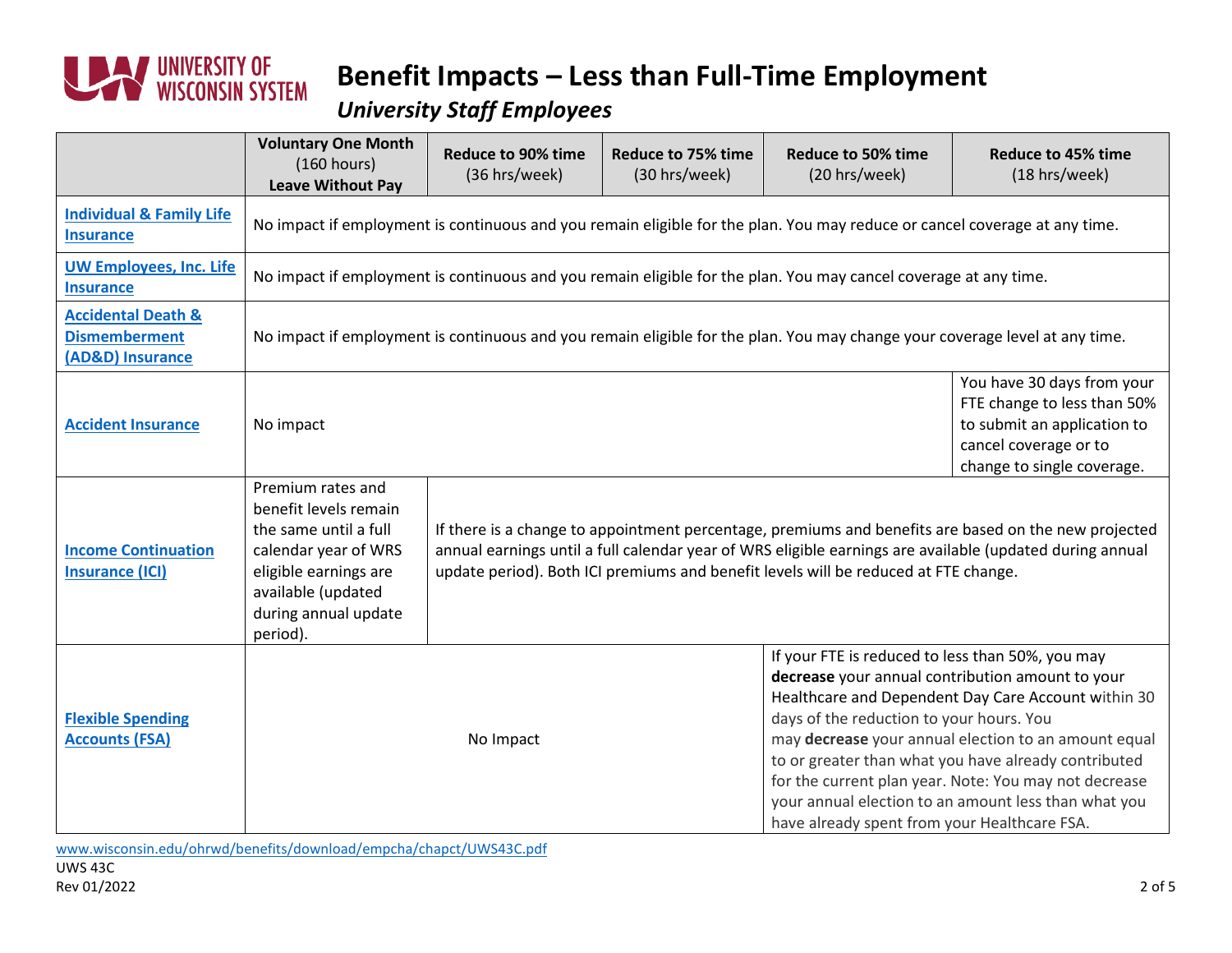# Benefit Impacts – Less than Full-Time Employment

*University Staff Employees*

| | Voluntary One Month (160 hours) Leave Without Pay | Reduce to 90% time (36 hrs/week) | Reduce to 75% time (30 hrs/week) | Reduce to 50% time (20 hrs/week) | Reduce to 45% time (18 hrs/week) |
|---|---|---|---|---|---|
| Individual & Family Life Insurance | No impact if employment is continuous and you remain eligible for the plan. You may reduce or cancel coverage at any time. | | | | |
| UW Employees, Inc. Life Insurance | No impact if employment is continuous and you remain eligible for the plan. You may cancel coverage at any time. | | | | |
| Accidental Death & Dismemberment (AD&D) Insurance | No impact if employment is continuous and you remain eligible for the plan. You may change your coverage level at any time. | | | | |
| Accident Insurance | No impact | | | | You have 30 days from your FTE change to less than 50% to submit an application to cancel coverage or to change to single coverage. |
| Income Continuation Insurance (ICI) | Premium rates and benefit levels remain the same until a full calendar year of WRS eligible earnings are available (updated during annual update period). | If there is a change to appointment percentage, premiums and benefits are based on the new projected annual earnings until a full calendar year of WRS eligible earnings are available (updated during annual update period). Both ICI premiums and benefit levels will be reduced at FTE change. | | | |
| Flexible Spending Accounts (FSA) | No Impact | | | If your FTE is reduced to less than 50%, you may **decrease** your annual contribution amount to your Healthcare and Dependent Day Care Account within 30 days of the reduction to your hours. You may **decrease** your annual election to an amount equal to or greater than what you have already contributed for the current plan year. Note: You may not decrease your annual election to an amount less than what you have already spent from your Healthcare FSA. | |

www.wisconsin.edu/ohrwd/benefits/download/empcha/chapct/UWS43C.pdf
UWS 43C
Rev 01/2022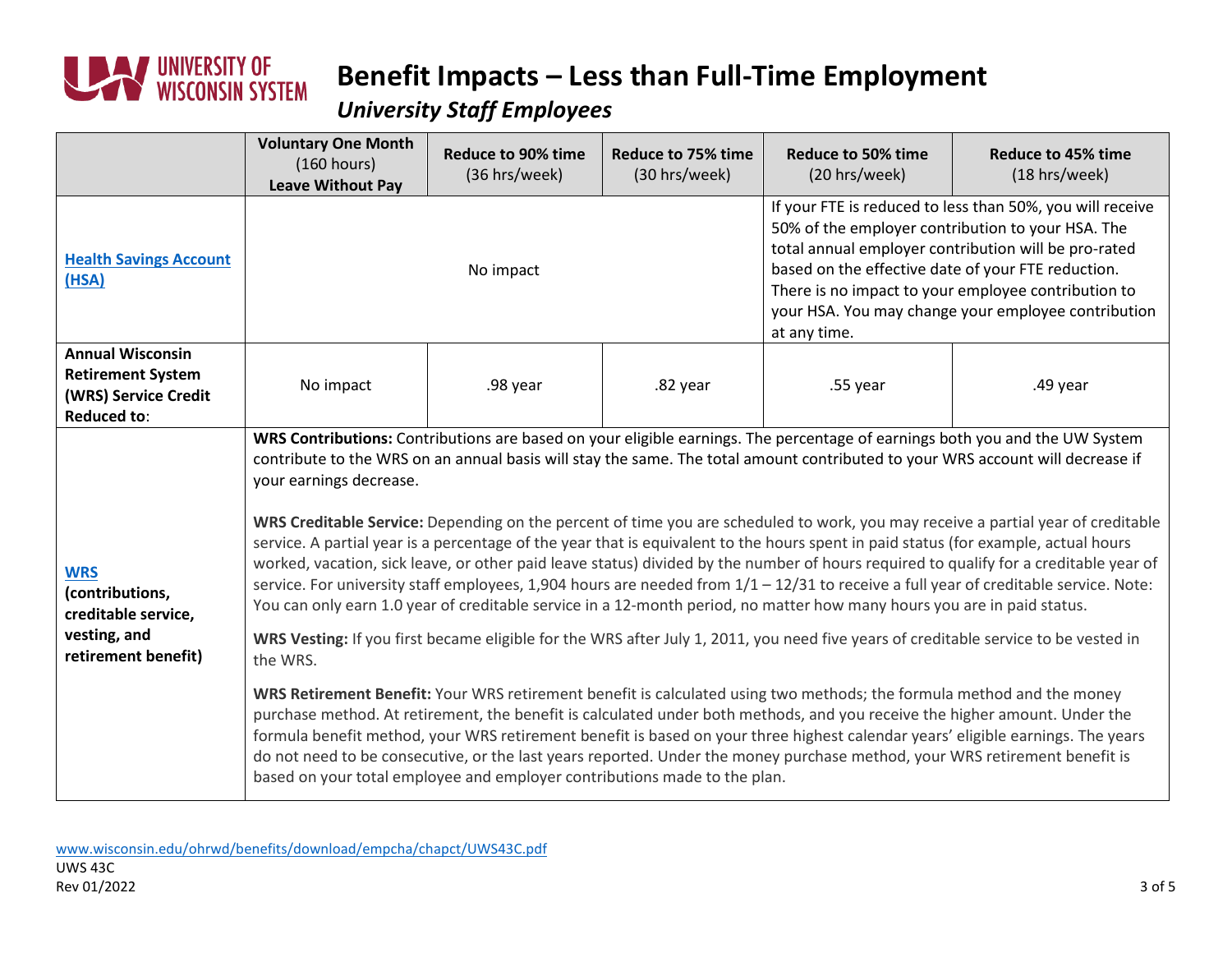# Benefit Impacts – Less than Full-Time Employment

*University Staff Employees*

| | **Voluntary One Month** (160 hours) **Leave Without Pay** | **Reduce to 90% time** (36 hrs/week) | **Reduce to 75% time** (30 hrs/week) | **Reduce to 50% time** (20 hrs/week) | **Reduce to 45% time** (18 hrs/week) |
|---|---|---|---|---|---|
| **Health Savings Account (HSA)** | No impact | | | If your FTE is reduced to less than 50%, you will receive 50% of the employer contribution to your HSA. The total annual employer contribution will be pro-rated based on the effective date of your FTE reduction. There is no impact to your employee contribution to your HSA. You may change your employee contribution at any time. | |
| **Annual Wisconsin Retirement System (WRS) Service Credit Reduced to**: | No impact | .98 year | .82 year | .55 year | .49 year |
| **WRS (contributions, creditable service, vesting, and retirement benefit)** | **WRS Contributions:** Contributions are based on your eligible earnings. The percentage of earnings both you and the UW System contribute to the WRS on an annual basis will stay the same. The total amount contributed to your WRS account will decrease if your earnings decrease.<br><br>**WRS Creditable Service:** Depending on the percent of time you are scheduled to work, you may receive a partial year of creditable service. A partial year is a percentage of the year that is equivalent to the hours spent in paid status (for example, actual hours worked, vacation, sick leave, or other paid leave status) divided by the number of hours required to qualify for a creditable year of service. For university staff employees, 1,904 hours are needed from 1/1 – 12/31 to receive a full year of creditable service. Note: You can only earn 1.0 year of creditable service in a 12-month period, no matter how many hours you are in paid status.<br><br>**WRS Vesting:** If you first became eligible for the WRS after July 1, 2011, you need five years of creditable service to be vested in the WRS.<br><br>**WRS Retirement Benefit:** Your WRS retirement benefit is calculated using two methods; the formula method and the money purchase method. At retirement, the benefit is calculated under both methods, and you receive the higher amount. Under the formula benefit method, your WRS retirement benefit is based on your three highest calendar years' eligible earnings. The years do not need to be consecutive, or the last years reported. Under the money purchase method, your WRS retirement benefit is based on your total employee and employer contributions made to the plan. | | | | |

www.wisconsin.edu/ohrwd/benefits/download/empcha/chapct/UWS43C.pdf
UWS 43C
Rev 01/2022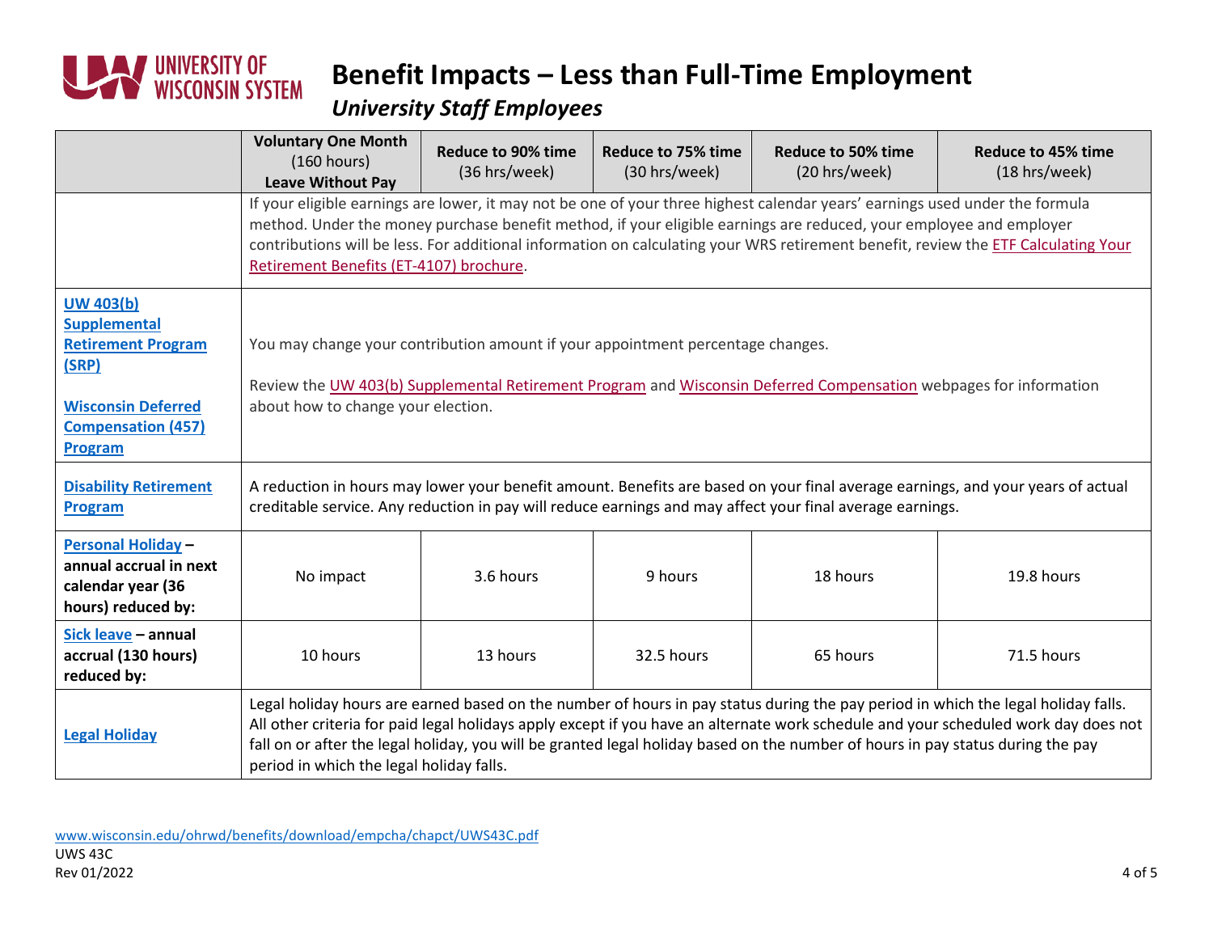# Benefit Impacts – Less than Full-Time Employment

## *University Staff Employees*

| | **Voluntary One Month** (160 hours) **Leave Without Pay** | **Reduce to 90% time** (36 hrs/week) | **Reduce to 75% time** (30 hrs/week) | **Reduce to 50% time** (20 hrs/week) | **Reduce to 45% time** (18 hrs/week) |
|---|---|---|---|---|---|
| | If your eligible earnings are lower, it may not be one of your three highest calendar years' earnings used under the formula method. Under the money purchase benefit method, if your eligible earnings are reduced, your employee and employer contributions will be less. For additional information on calculating your WRS retirement benefit, review the ETF Calculating Your Retirement Benefits (ET-4107) brochure. | | | | |
| **UW 403(b) Supplemental Retirement Program (SRP)**<br><br>**Wisconsin Deferred Compensation (457) Program** | You may change your contribution amount if your appointment percentage changes.<br><br>Review the UW 403(b) Supplemental Retirement Program and Wisconsin Deferred Compensation webpages for information about how to change your election. | | | | |
| **Disability Retirement Program** | A reduction in hours may lower your benefit amount. Benefits are based on your final average earnings, and your years of actual creditable service. Any reduction in pay will reduce earnings and may affect your final average earnings. | | | | |
| **Personal Holiday – annual accrual in next calendar year (36 hours) reduced by:** | No impact | 3.6 hours | 9 hours | 18 hours | 19.8 hours |
| **Sick leave – annual accrual (130 hours) reduced by:** | 10 hours | 13 hours | 32.5 hours | 65 hours | 71.5 hours |
| **Legal Holiday** | Legal holiday hours are earned based on the number of hours in pay status during the pay period in which the legal holiday falls. All other criteria for paid legal holidays apply except if you have an alternate work schedule and your scheduled work day does not fall on or after the legal holiday, you will be granted legal holiday based on the number of hours in pay status during the pay period in which the legal holiday falls. | | | | |

www.wisconsin.edu/ohrwd/benefits/download/empcha/chapct/UWS43C.pdf
UWS 43C
Rev 01/2022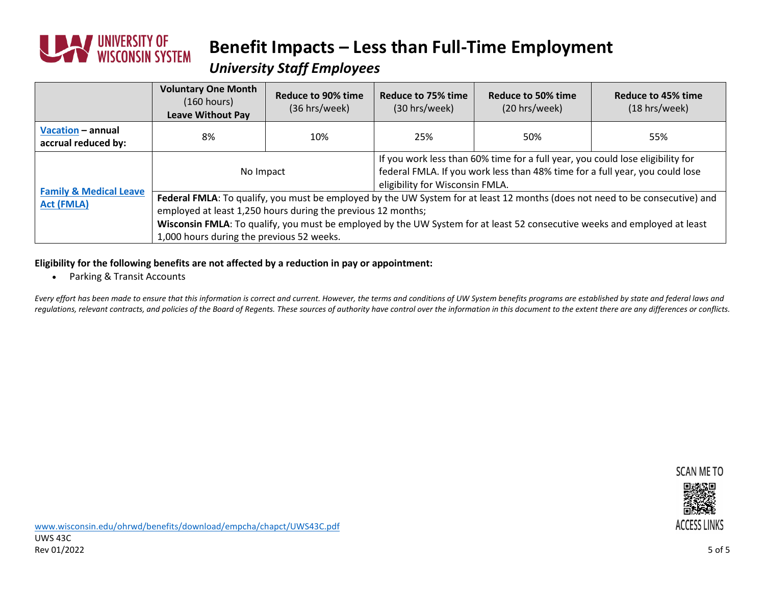# Benefit Impacts – Less than Full-Time Employment

## *University Staff Employees*

| | Voluntary One Month (160 hours) Leave Without Pay | Reduce to 90% time (36 hrs/week) | Reduce to 75% time (30 hrs/week) | Reduce to 50% time (20 hrs/week) | Reduce to 45% time (18 hrs/week) |
|---|---|---|---|---|---|
| **Vacation – annual accrual reduced by:** | 8% | 10% | 25% | 50% | 55% |
| **Family & Medical Leave Act (FMLA)** | No Impact | | If you work less than 60% time for a full year, you could lose eligibility for federal FMLA. If you work less than 48% time for a full year, you could lose eligibility for Wisconsin FMLA. | | |
| | **Federal FMLA**: To qualify, you must be employed by the UW System for at least 12 months (does not need to be consecutive) and employed at least 1,250 hours during the previous 12 months; **Wisconsin FMLA**: To qualify, you must be employed by the UW System for at least 52 consecutive weeks and employed at least 1,000 hours during the previous 52 weeks. | | | | |

**Eligibility for the following benefits are not affected by a reduction in pay or appointment:**

- Parking & Transit Accounts

*Every effort has been made to ensure that this information is correct and current. However, the terms and conditions of UW System benefits programs are established by state and federal laws and regulations, relevant contracts, and policies of the Board of Regents. These sources of authority have control over the information in this document to the extent there are any differences or conflicts.*

SCAN ME TO ACCESS LINKS

www.wisconsin.edu/ohrwd/benefits/download/empcha/chapct/UWS43C.pdf

UWS 43C

Rev 01/2022